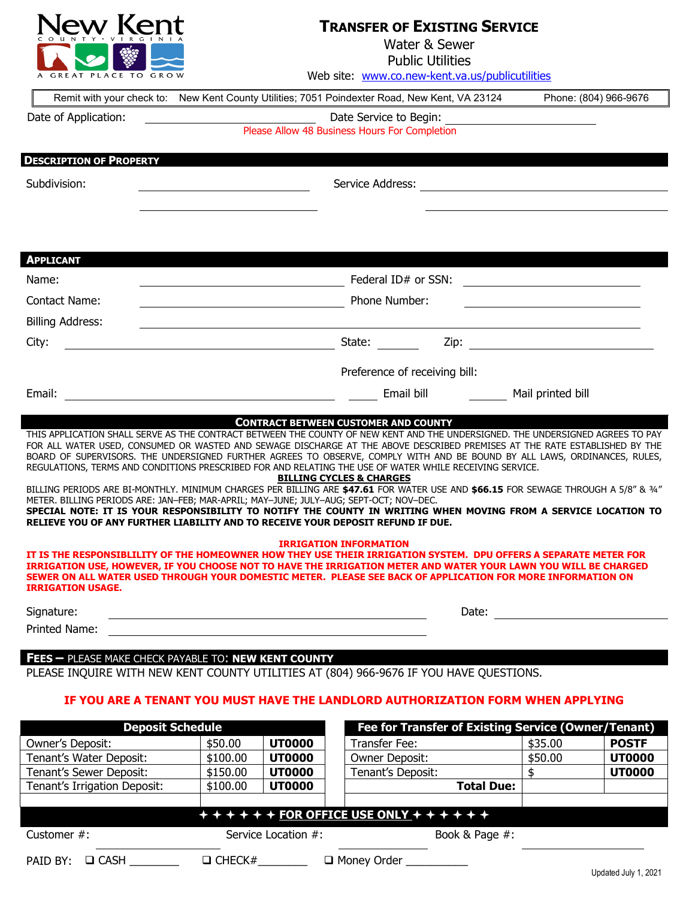New Kent
COUNTY · VIRGINIA
A GREAT PLACE TO GROW

# TRANSFER OF EXISTING SERVICE

Water & Sewer
Public Utilities
Web site: www.co.new-kent.va.us/publicutilities

Remit with your check to: New Kent County Utilities; 7051 Poindexter Road, New Kent, VA 23124 Phone: (804) 966-9676

Date of Application: ______________________ Date Service to Begin: ______________________

Please Allow 48 Business Hours For Completion

## DESCRIPTION OF PROPERTY

Subdivision: ______________________ Service Address: ______________________

______________________ ______________________

## APPLICANT

Name: ______________________ Federal ID# or SSN: ______________________

Contact Name: ______________________ Phone Number: ______________________

Billing Address: ______________________

City: ______________________ State: ______ Zip: ______________________

Preference of receiving bill:

Email: ______________________ ______ Email bill ______ Mail printed bill

## CONTRACT BETWEEN CUSTOMER AND COUNTY

THIS APPLICATION SHALL SERVE AS THE CONTRACT BETWEEN THE COUNTY OF NEW KENT AND THE UNDERSIGNED. THE UNDERSIGNED AGREES TO PAY FOR ALL WATER USED, CONSUMED OR WASTED AND SEWAGE DISCHARGE AT THE ABOVE DESCRIBED PREMISES AT THE RATE ESTABLISHED BY THE BOARD OF SUPERVISORS. THE UNDERSIGNED FURTHER AGREES TO OBSERVE, COMPLY WITH AND BE BOUND BY ALL LAWS, ORDINANCES, RULES, REGULATIONS, TERMS AND CONDITIONS PRESCRIBED FOR AND RELATING THE USE OF WATER WHILE RECEIVING SERVICE.

**BILLING CYCLES & CHARGES**

BILLING PERIODS ARE BI-MONTHLY. MINIMUM CHARGES PER BILLING ARE **$47.61** FOR WATER USE AND **$66.15** FOR SEWAGE THROUGH A 5/8" & ¾" METER. BILLING PERIODS ARE: JAN–FEB; MAR-APRIL; MAY–JUNE; JULY–AUG; SEPT-OCT; NOV–DEC.

**SPECIAL NOTE: IT IS YOUR RESPONSIBILITY TO NOTIFY THE COUNTY IN WRITING WHEN MOVING FROM A SERVICE LOCATION TO RELIEVE YOU OF ANY FURTHER LIABILITY AND TO RECEIVE YOUR DEPOSIT REFUND IF DUE.**

**IRRIGATION INFORMATION**

**IT IS THE RESPONSIBLILITY OF THE HOMEOWNER HOW THEY USE THEIR IRRIGATION SYSTEM. DPU OFFERS A SEPARATE METER FOR IRRIGATION USE, HOWEVER, IF YOU CHOOSE NOT TO HAVE THE IRRIGATION METER AND WATER YOUR LAWN YOU WILL BE CHARGED SEWER ON ALL WATER USED THROUGH YOUR DOMESTIC METER. PLEASE SEE BACK OF APPLICATION FOR MORE INFORMATION ON IRRIGATION USAGE.**

Signature: ______________________ Date: ______________________

Printed Name: ______________________

## FEES – PLEASE MAKE CHECK PAYABLE TO: NEW KENT COUNTY

PLEASE INQUIRE WITH NEW KENT COUNTY UTILITIES AT (804) 966-9676 IF YOU HAVE QUESTIONS.

**IF YOU ARE A TENANT YOU MUST HAVE THE LANDLORD AUTHORIZATION FORM WHEN APPLYING**

| Deposit Schedule | | |
|---|---|---|
| Owner's Deposit: | $50.00 | **UT0000** |
| Tenant's Water Deposit: | $100.00 | **UT0000** |
| Tenant's Sewer Deposit: | $150.00 | **UT0000** |
| Tenant's Irrigation Deposit: | $100.00 | **UT0000** |

| Fee for Transfer of Existing Service (Owner/Tenant) | | |
|---|---|---|
| Transfer Fee: | $35.00 | **POSTF** |
| Owner Deposit: | $50.00 | **UT0000** |
| Tenant's Deposit: | $ | **UT0000** |
| **Total Due:** | | |

**✦ ✦ ✦ ✦ ✦ ✦ FOR OFFICE USE ONLY ✦ ✦ ✦ ✦ ✦ ✦**

Customer #: ______________ Service Location #: ______________ Book & Page #: ______________

PAID BY: ❑ CASH ________ ❑ CHECK#________ ❑ Money Order ___________

Updated July 1, 2021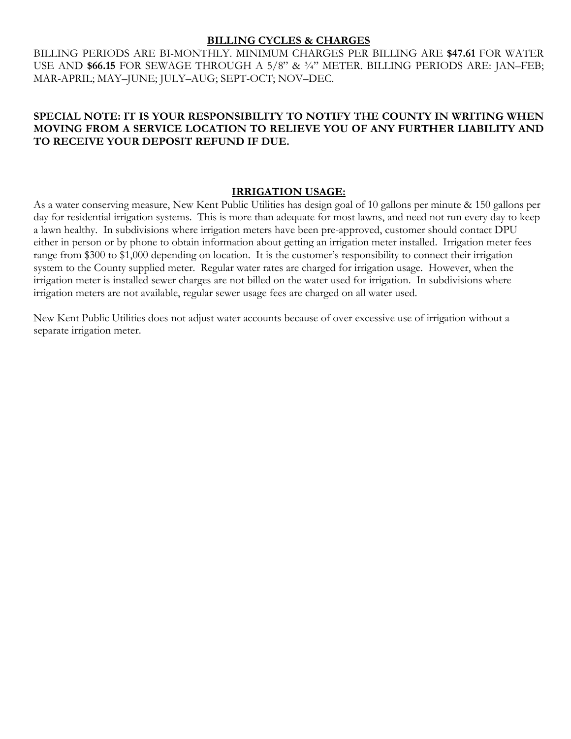## BILLING CYCLES & CHARGES

BILLING PERIODS ARE BI-MONTHLY. MINIMUM CHARGES PER BILLING ARE **$47.61** FOR WATER USE AND **$66.15** FOR SEWAGE THROUGH A 5/8" & ¾" METER. BILLING PERIODS ARE: JAN–FEB; MAR-APRIL; MAY–JUNE; JULY–AUG; SEPT-OCT; NOV–DEC.

**SPECIAL NOTE: IT IS YOUR RESPONSIBILITY TO NOTIFY THE COUNTY IN WRITING WHEN MOVING FROM A SERVICE LOCATION TO RELIEVE YOU OF ANY FURTHER LIABILITY AND TO RECEIVE YOUR DEPOSIT REFUND IF DUE.**

## IRRIGATION USAGE:

As a water conserving measure, New Kent Public Utilities has design goal of 10 gallons per minute & 150 gallons per day for residential irrigation systems. This is more than adequate for most lawns, and need not run every day to keep a lawn healthy. In subdivisions where irrigation meters have been pre-approved, customer should contact DPU either in person or by phone to obtain information about getting an irrigation meter installed. Irrigation meter fees range from $300 to $1,000 depending on location. It is the customer's responsibility to connect their irrigation system to the County supplied meter. Regular water rates are charged for irrigation usage. However, when the irrigation meter is installed sewer charges are not billed on the water used for irrigation. In subdivisions where irrigation meters are not available, regular sewer usage fees are charged on all water used.

New Kent Public Utilities does not adjust water accounts because of over excessive use of irrigation without a separate irrigation meter.